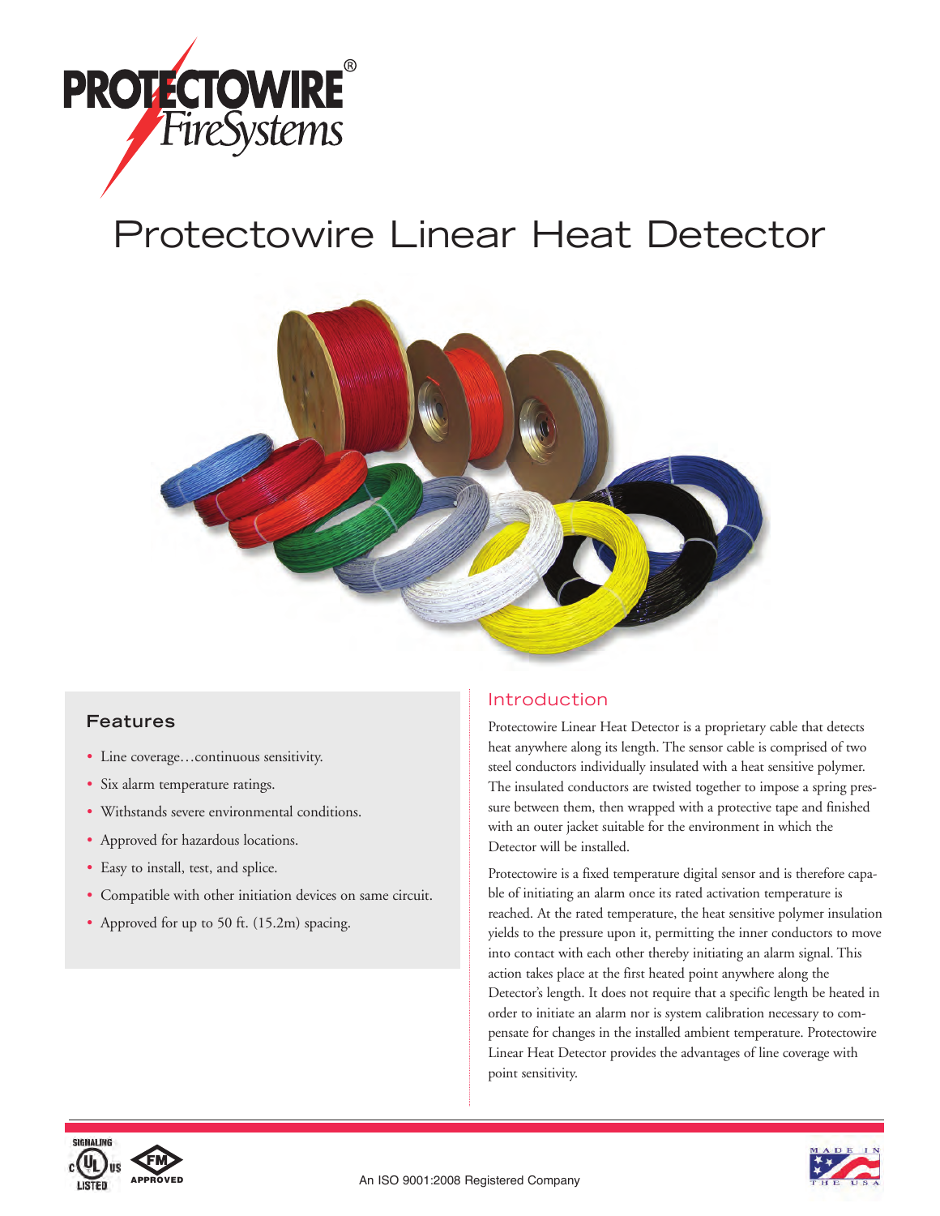PROTECTOWIRE® FireSystems

# Protectowire Linear Heat Detector

## Features

- Line coverage…continuous sensitivity.
- Six alarm temperature ratings.
- Withstands severe environmental conditions.
- Approved for hazardous locations.
- Easy to install, test, and splice.
- Compatible with other initiation devices on same circuit.
- Approved for up to 50 ft. (15.2m) spacing.

## Introduction

Protectowire Linear Heat Detector is a proprietary cable that detects heat anywhere along its length. The sensor cable is comprised of two steel conductors individually insulated with a heat sensitive polymer. The insulated conductors are twisted together to impose a spring pressure between them, then wrapped with a protective tape and finished with an outer jacket suitable for the environment in which the Detector will be installed.

Protectowire is a fixed temperature digital sensor and is therefore capable of initiating an alarm once its rated activation temperature is reached. At the rated temperature, the heat sensitive polymer insulation yields to the pressure upon it, permitting the inner conductors to move into contact with each other thereby initiating an alarm signal. This action takes place at the first heated point anywhere along the Detector's length. It does not require that a specific length be heated in order to initiate an alarm nor is system calibration necessary to compensate for changes in the installed ambient temperature. Protectowire Linear Heat Detector provides the advantages of line coverage with point sensitivity.

SIGNALING c UL US LISTED · FM APPROVED

An ISO 9001:2008 Registered Company

MADE IN THE USA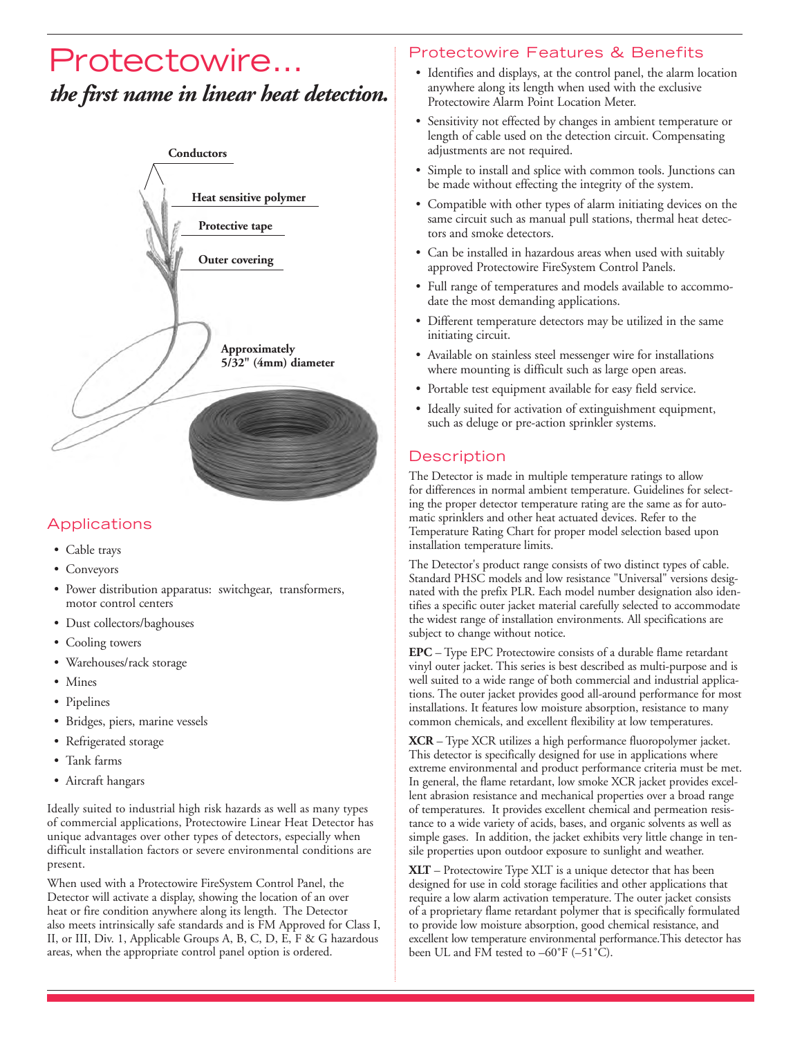# Protectowire...

***the first name in linear heat detection.***

Conductors

Heat sensitive polymer

Protective tape

Outer covering

Approximately 5/32" (4mm) diameter

## Applications

- Cable trays
- Conveyors
- Power distribution apparatus: switchgear, transformers, motor control centers
- Dust collectors/baghouses
- Cooling towers
- Warehouses/rack storage
- Mines
- Pipelines
- Bridges, piers, marine vessels
- Refrigerated storage
- Tank farms
- Aircraft hangars

Ideally suited to industrial high risk hazards as well as many types of commercial applications, Protectowire Linear Heat Detector has unique advantages over other types of detectors, especially when difficult installation factors or severe environmental conditions are present.

When used with a Protectowire FireSystem Control Panel, the Detector will activate a display, showing the location of an over heat or fire condition anywhere along its length. The Detector also meets intrinsically safe standards and is FM Approved for Class I, II, or III, Div. 1, Applicable Groups A, B, C, D, E, F & G hazardous areas, when the appropriate control panel option is ordered.

## Protectowire Features & Benefits

- Identifies and displays, at the control panel, the alarm location anywhere along its length when used with the exclusive Protectowire Alarm Point Location Meter.
- Sensitivity not effected by changes in ambient temperature or length of cable used on the detection circuit. Compensating adjustments are not required.
- Simple to install and splice with common tools. Junctions can be made without effecting the integrity of the system.
- Compatible with other types of alarm initiating devices on the same circuit such as manual pull stations, thermal heat detectors and smoke detectors.
- Can be installed in hazardous areas when used with suitably approved Protectowire FireSystem Control Panels.
- Full range of temperatures and models available to accommodate the most demanding applications.
- Different temperature detectors may be utilized in the same initiating circuit.
- Available on stainless steel messenger wire for installations where mounting is difficult such as large open areas.
- Portable test equipment available for easy field service.
- Ideally suited for activation of extinguishment equipment, such as deluge or pre-action sprinkler systems.

## Description

The Detector is made in multiple temperature ratings to allow for differences in normal ambient temperature. Guidelines for selecting the proper detector temperature rating are the same as for automatic sprinklers and other heat actuated devices. Refer to the Temperature Rating Chart for proper model selection based upon installation temperature limits.

The Detector's product range consists of two distinct types of cable. Standard PHSC models and low resistance "Universal" versions designated with the prefix PLR. Each model number designation also identifies a specific outer jacket material carefully selected to accommodate the widest range of installation environments. All specifications are subject to change without notice.

**EPC** – Type EPC Protectowire consists of a durable flame retardant vinyl outer jacket. This series is best described as multi-purpose and is well suited to a wide range of both commercial and industrial applications. The outer jacket provides good all-around performance for most installations. It features low moisture absorption, resistance to many common chemicals, and excellent flexibility at low temperatures.

**XCR** – Type XCR utilizes a high performance fluoropolymer jacket. This detector is specifically designed for use in applications where extreme environmental and product performance criteria must be met. In general, the flame retardant, low smoke XCR jacket provides excellent abrasion resistance and mechanical properties over a broad range of temperatures. It provides excellent chemical and permeation resistance to a wide variety of acids, bases, and organic solvents as well as simple gases. In addition, the jacket exhibits very little change in tensile properties upon outdoor exposure to sunlight and weather.

**XLT** – Protectowire Type XLT is a unique detector that has been designed for use in cold storage facilities and other applications that require a low alarm activation temperature. The outer jacket consists of a proprietary flame retardant polymer that is specifically formulated to provide low moisture absorption, good chemical resistance, and excellent low temperature environmental performance.This detector has been UL and FM tested to –60˚F (–51˚C).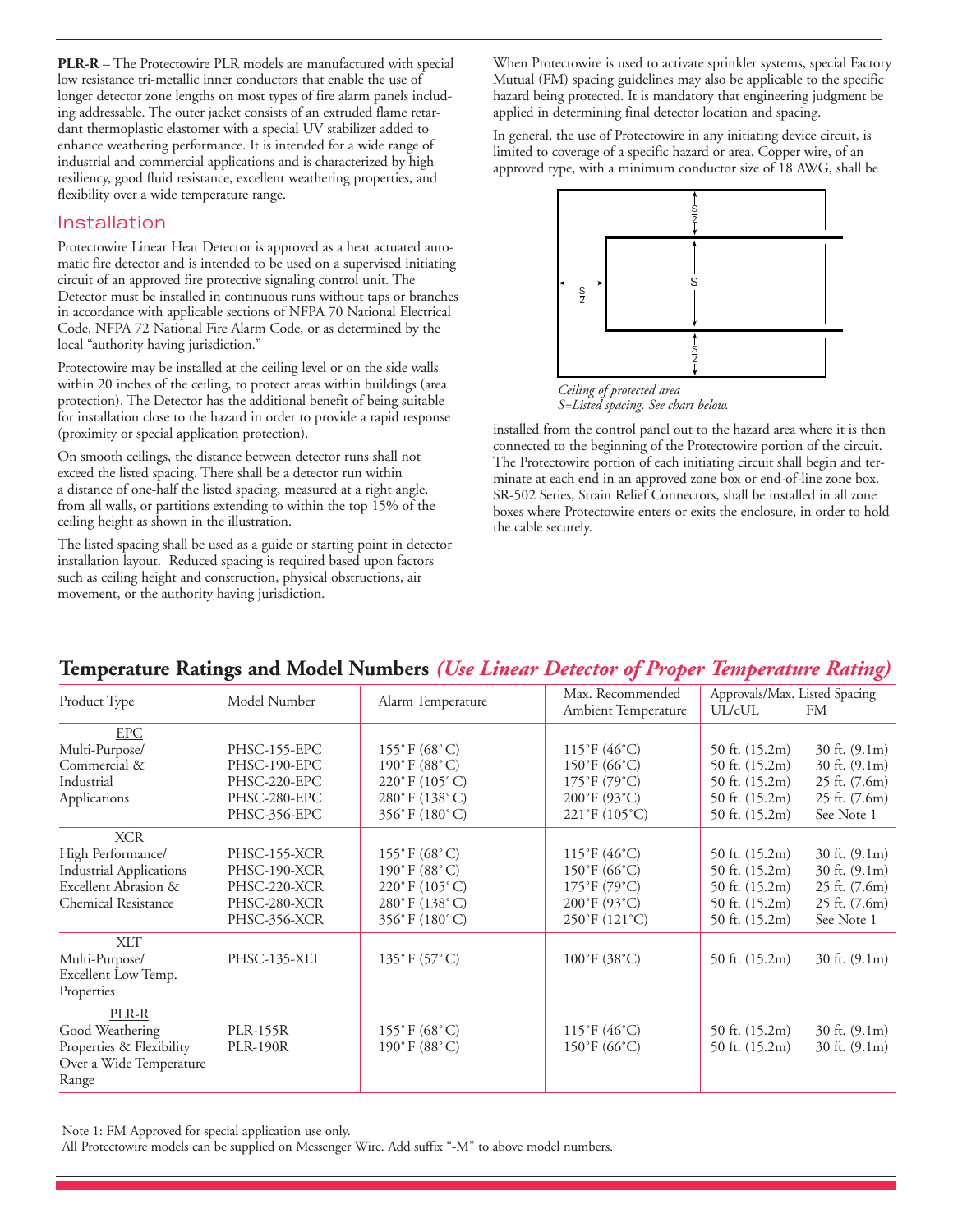**PLR-R** – The Protectowire PLR models are manufactured with special low resistance tri-metallic inner conductors that enable the use of longer detector zone lengths on most types of fire alarm panels including addressable. The outer jacket consists of an extruded flame retardant thermoplastic elastomer with a special UV stabilizer added to enhance weathering performance. It is intended for a wide range of industrial and commercial applications and is characterized by high resiliency, good fluid resistance, excellent weathering properties, and flexibility over a wide temperature range.

## Installation

Protectowire Linear Heat Detector is approved as a heat actuated automatic fire detector and is intended to be used on a supervised initiating circuit of an approved fire protective signaling control unit. The Detector must be installed in continuous runs without taps or branches in accordance with applicable sections of NFPA 70 National Electrical Code, NFPA 72 National Fire Alarm Code, or as determined by the local "authority having jurisdiction."

Protectowire may be installed at the ceiling level or on the side walls within 20 inches of the ceiling, to protect areas within buildings (area protection). The Detector has the additional benefit of being suitable for installation close to the hazard in order to provide a rapid response (proximity or special application protection).

On smooth ceilings, the distance between detector runs shall not exceed the listed spacing. There shall be a detector run within a distance of one-half the listed spacing, measured at a right angle, from all walls, or partitions extending to within the top 15% of the ceiling height as shown in the illustration.

The listed spacing shall be used as a guide or starting point in detector installation layout. Reduced spacing is required based upon factors such as ceiling height and construction, physical obstructions, air movement, or the authority having jurisdiction.

When Protectowire is used to activate sprinkler systems, special Factory Mutual (FM) spacing guidelines may also be applicable to the specific hazard being protected. It is mandatory that engineering judgment be applied in determining final detector location and spacing.

In general, the use of Protectowire in any initiating device circuit, is limited to coverage of a specific hazard or area. Copper wire, of an approved type, with a minimum conductor size of 18 AWG, shall be installed from the control panel out to the hazard area where it is then connected to the beginning of the Protectowire portion of the circuit. The Protectowire portion of each initiating circuit shall begin and terminate at each end in an approved zone box or end-of-line zone box. SR-502 Series, Strain Relief Connectors, shall be installed in all zone boxes where Protectowire enters or exits the enclosure, in order to hold the cable securely.

*Ceiling of protected area*
*S=Listed spacing. See chart below.*

## Temperature Ratings and Model Numbers *(Use Linear Detector of Proper Temperature Rating)*

| Product Type | Model Number | Alarm Temperature | Max. Recommended Ambient Temperature | Approvals/Max. Listed Spacing UL/cUL | FM |
|---|---|---|---|---|---|
| EPC Multi-Purpose/ Commercial & Industrial Applications | PHSC-155-EPC | 155°F (68°C) | 115°F (46°C) | 50 ft. (15.2m) | 30 ft. (9.1m) |
| | PHSC-190-EPC | 190°F (88°C) | 150°F (66°C) | 50 ft. (15.2m) | 30 ft. (9.1m) |
| | PHSC-220-EPC | 220°F (105°C) | 175°F (79°C) | 50 ft. (15.2m) | 25 ft. (7.6m) |
| | PHSC-280-EPC | 280°F (138°C) | 200°F (93°C) | 50 ft. (15.2m) | 25 ft. (7.6m) |
| | PHSC-356-EPC | 356°F (180°C) | 221°F (105°C) | 50 ft. (15.2m) | See Note 1 |
| XCR High Performance/ Industrial Applications Excellent Abrasion & Chemical Resistance | PHSC-155-XCR | 155°F (68°C) | 115°F (46°C) | 50 ft. (15.2m) | 30 ft. (9.1m) |
| | PHSC-190-XCR | 190°F (88°C) | 150°F (66°C) | 50 ft. (15.2m) | 30 ft. (9.1m) |
| | PHSC-220-XCR | 220°F (105°C) | 175°F (79°C) | 50 ft. (15.2m) | 25 ft. (7.6m) |
| | PHSC-280-XCR | 280°F (138°C) | 200°F (93°C) | 50 ft. (15.2m) | 25 ft. (7.6m) |
| | PHSC-356-XCR | 356°F (180°C) | 250°F (121°C) | 50 ft. (15.2m) | See Note 1 |
| XLT Multi-Purpose/ Excellent Low Temp. Properties | PHSC-135-XLT | 135°F (57°C) | 100°F (38°C) | 50 ft. (15.2m) | 30 ft. (9.1m) |
| PLR-R Good Weathering Properties & Flexibility Over a Wide Temperature Range | PLR-155R | 155°F (68°C) | 115°F (46°C) | 50 ft. (15.2m) | 30 ft. (9.1m) |
| | PLR-190R | 190°F (88°C) | 150°F (66°C) | 50 ft. (15.2m) | 30 ft. (9.1m) |

Note 1: FM Approved for special application use only.
All Protectowire models can be supplied on Messenger Wire. Add suffix "-M" to above model numbers.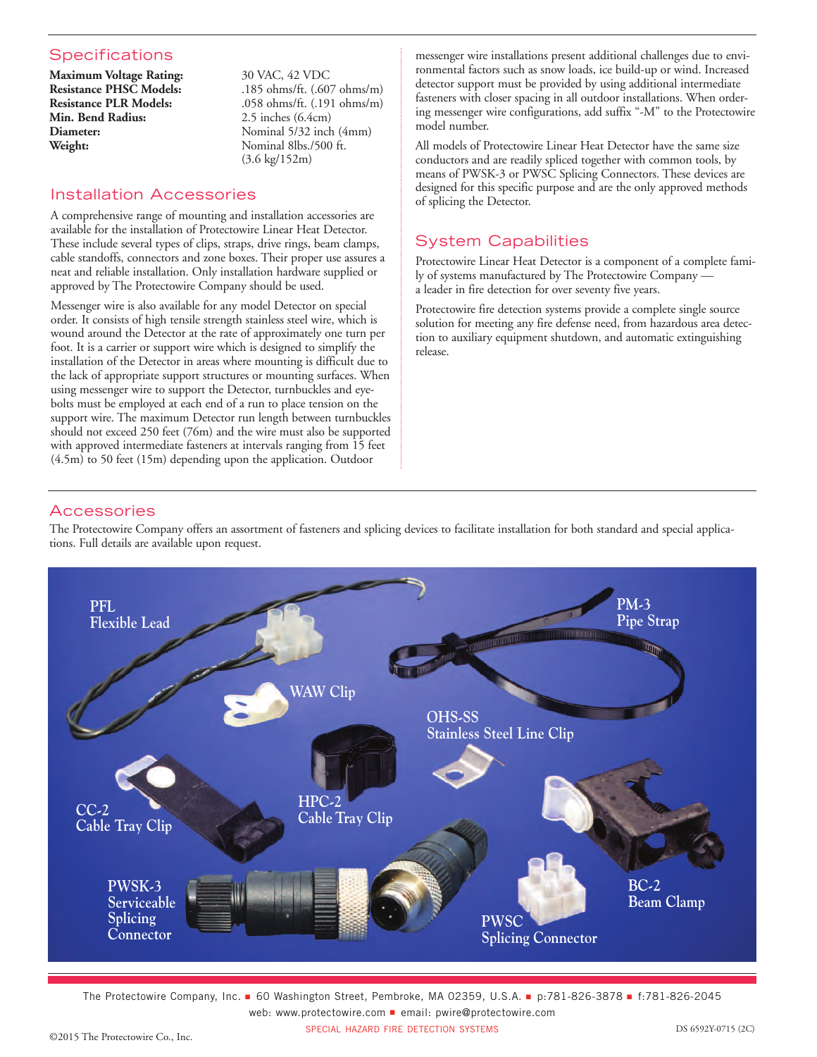## Specifications

| | |
|---|---|
| **Maximum Voltage Rating:** | 30 VAC, 42 VDC |
| **Resistance PHSC Models:** | .185 ohms/ft. (.607 ohms/m) |
| **Resistance PLR Models:** | .058 ohms/ft. (.191 ohms/m) |
| **Min. Bend Radius:** | 2.5 inches (6.4cm) |
| **Diameter:** | Nominal 5/32 inch (4mm) |
| **Weight:** | Nominal 8lbs./500 ft. (3.6 kg/152m) |

## Installation Accessories

A comprehensive range of mounting and installation accessories are available for the installation of Protectowire Linear Heat Detector. These include several types of clips, straps, drive rings, beam clamps, cable standoffs, connectors and zone boxes. Their proper use assures a neat and reliable installation. Only installation hardware supplied or approved by The Protectowire Company should be used.

Messenger wire is also available for any model Detector on special order. It consists of high tensile strength stainless steel wire, which is wound around the Detector at the rate of approximately one turn per foot. It is a carrier or support wire which is designed to simplify the installation of the Detector in areas where mounting is difficult due to the lack of appropriate support structures or mounting surfaces. When using messenger wire to support the Detector, turnbuckles and eye-bolts must be employed at each end of a run to place tension on the support wire. The maximum Detector run length between turnbuckles should not exceed 250 feet (76m) and the wire must also be supported with approved intermediate fasteners at intervals ranging from 15 feet (4.5m) to 50 feet (15m) depending upon the application. Outdoor messenger wire installations present additional challenges due to environmental factors such as snow loads, ice build-up or wind. Increased detector support must be provided by using additional intermediate fasteners with closer spacing in all outdoor installations. When ordering messenger wire configurations, add suffix "-M" to the Protectowire model number.

All models of Protectowire Linear Heat Detector have the same size conductors and are readily spliced together with common tools, by means of PWSK-3 or PWSC Splicing Connectors. These devices are designed for this specific purpose and are the only approved methods of splicing the Detector.

## System Capabilities

Protectowire Linear Heat Detector is a component of a complete family of systems manufactured by The Protectowire Company — a leader in fire detection for over seventy five years.

Protectowire fire detection systems provide a complete single source solution for meeting any fire defense need, from hazardous area detection to auxiliary equipment shutdown, and automatic extinguishing release.

## Accessories

The Protectowire Company offers an assortment of fasteners and splicing devices to facilitate installation for both standard and special applications. Full details are available upon request.

PFL Flexible Lead

PM-3 Pipe Strap

WAW Clip

OHS-SS Stainless Steel Line Clip

CC-2 Cable Tray Clip

HPC-2 Cable Tray Clip

PWSK-3 Serviceable Splicing Connector

PWSC Splicing Connector

BC-2 Beam Clamp

The Protectowire Company, Inc. ■ 60 Washington Street, Pembroke, MA 02359, U.S.A. ■ p:781-826-3878 ■ f:781-826-2045
web: www.protectowire.com ■ email: pwire@protectowire.com

SPECIAL HAZARD FIRE DETECTION SYSTEMS

©2015 The Protectowire Co., Inc.

DS 6592Y-0715 (2C)